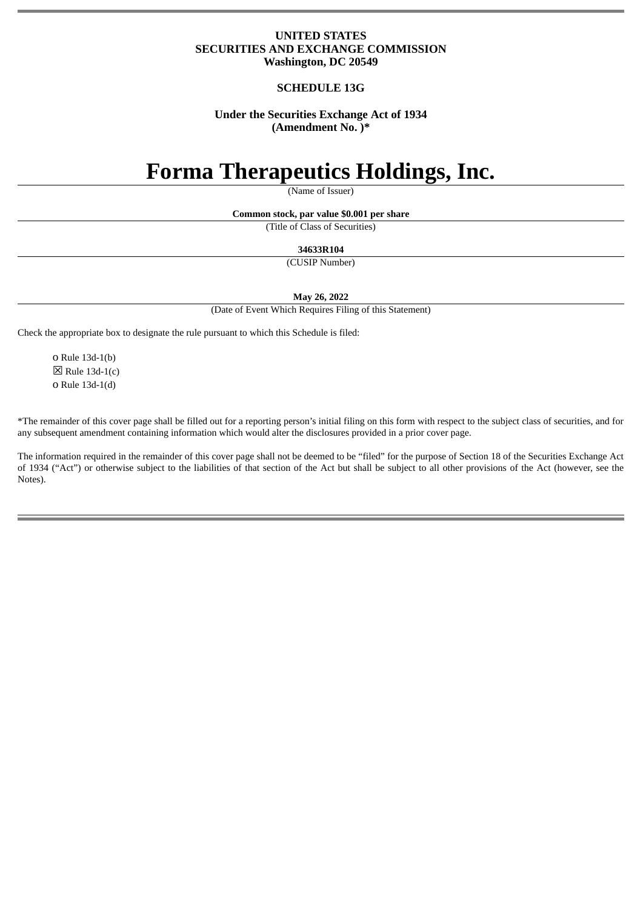**UNITED STATES**
**SECURITIES AND EXCHANGE COMMISSION**
**Washington, DC 20549**

**SCHEDULE 13G**

**Under the Securities Exchange Act of 1934**
**(Amendment No. )***

# Forma Therapeutics Holdings, Inc.

(Name of Issuer)

**Common stock, par value $0.001 per share**

(Title of Class of Securities)

**34633R104**

(CUSIP Number)

**May 26, 2022**

(Date of Event Which Requires Filing of this Statement)

Check the appropriate box to designate the rule pursuant to which this Schedule is filed:

o Rule 13d-1(b)
☒ Rule 13d-1(c)
o Rule 13d-1(d)

*The remainder of this cover page shall be filled out for a reporting person's initial filing on this form with respect to the subject class of securities, and for any subsequent amendment containing information which would alter the disclosures provided in a prior cover page.

The information required in the remainder of this cover page shall not be deemed to be "filed" for the purpose of Section 18 of the Securities Exchange Act of 1934 ("Act") or otherwise subject to the liabilities of that section of the Act but shall be subject to all other provisions of the Act (however, see the Notes).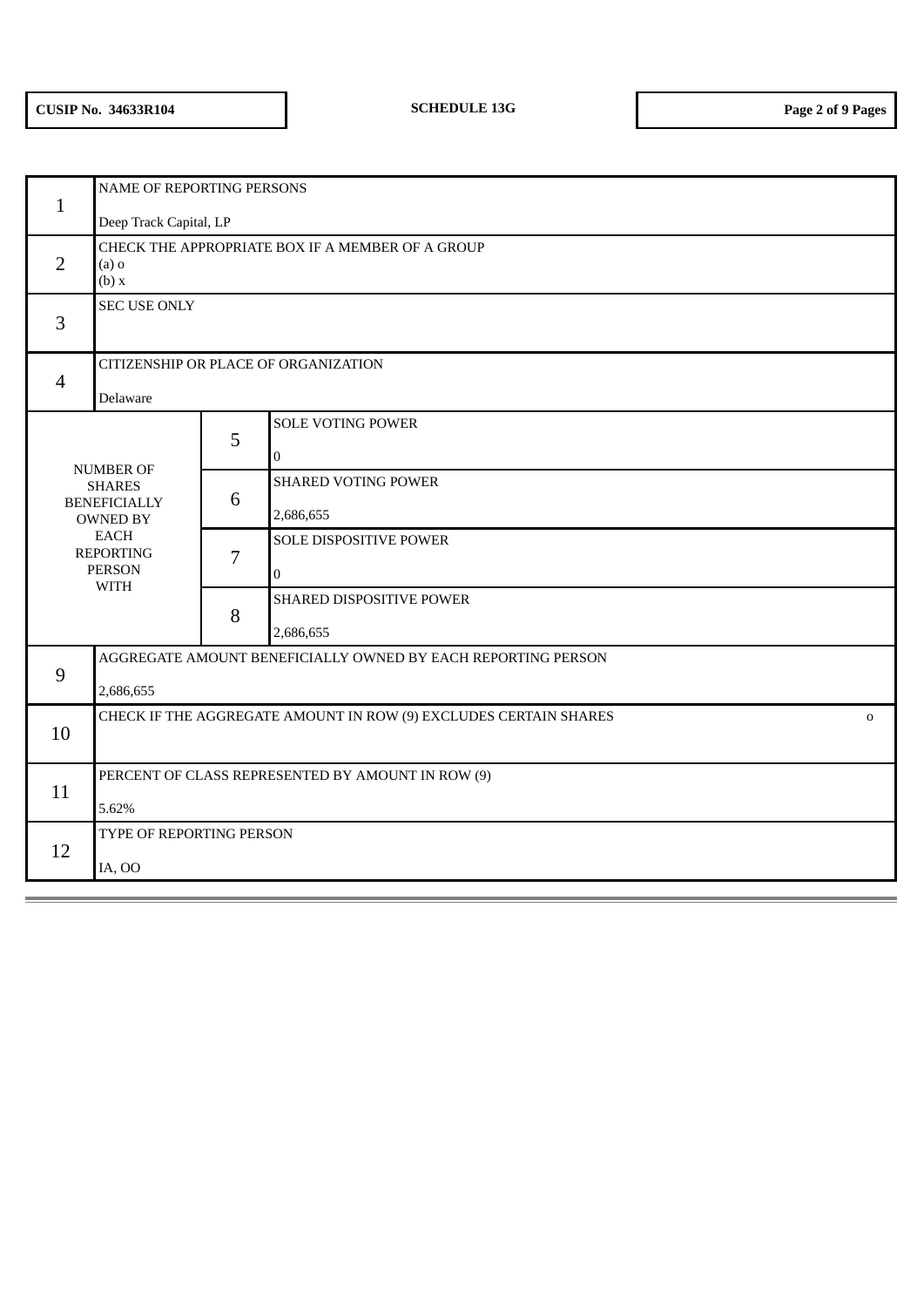**CUSIP No. 34633R104** **SCHEDULE 13G**

| | | | |
|---|---|---|---|
| 1 | NAME OF REPORTING PERSONS<br><br>Deep Track Capital, LP | | |
| 2 | CHECK THE APPROPRIATE BOX IF A MEMBER OF A GROUP<br>(a) o<br>(b) x | | |
| 3 | SEC USE ONLY | | |
| 4 | CITIZENSHIP OR PLACE OF ORGANIZATION<br><br>Delaware | | |
| NUMBER OF SHARES BENEFICIALLY OWNED BY EACH REPORTING PERSON WITH | | 5 | SOLE VOTING POWER<br><br>0 |
| | | 6 | SHARED VOTING POWER<br><br>2,686,655 |
| | | 7 | SOLE DISPOSITIVE POWER<br><br>0 |
| | | 8 | SHARED DISPOSITIVE POWER<br><br>2,686,655 |
| 9 | AGGREGATE AMOUNT BENEFICIALLY OWNED BY EACH REPORTING PERSON<br><br>2,686,655 | | |
| 10 | CHECK IF THE AGGREGATE AMOUNT IN ROW (9) EXCLUDES CERTAIN SHARES o | | |
| 11 | PERCENT OF CLASS REPRESENTED BY AMOUNT IN ROW (9)<br><br>5.62% | | |
| 12 | TYPE OF REPORTING PERSON<br><br>IA, OO | | |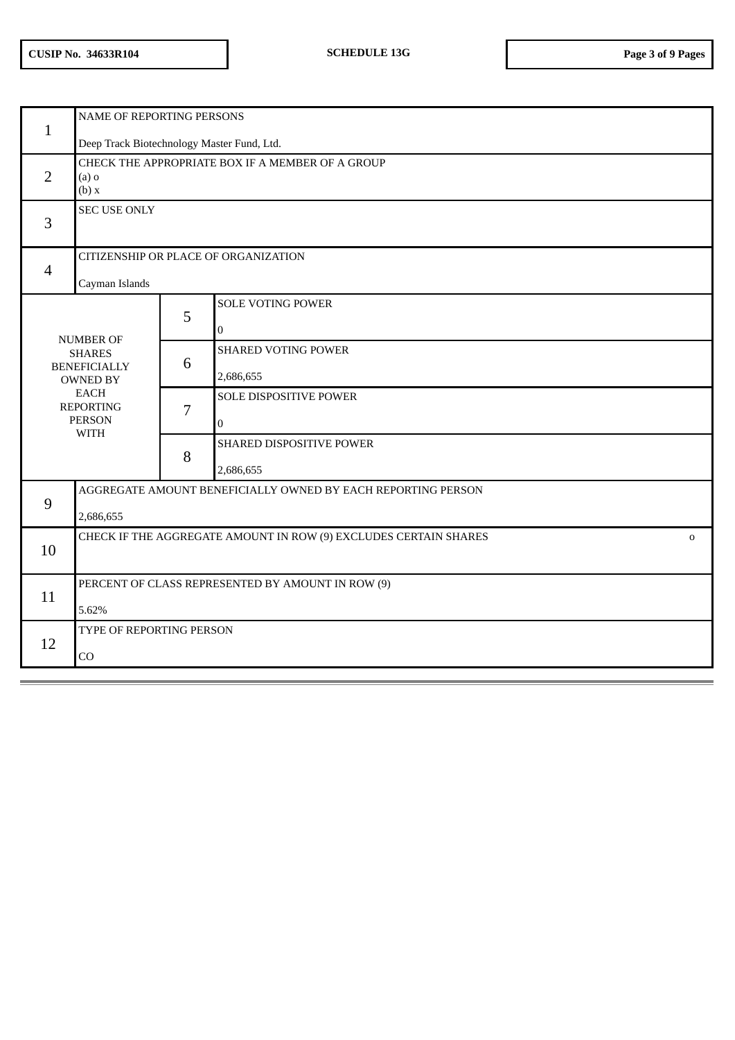| | | | |
|---|---|---|---|
| 1 | NAME OF REPORTING PERSONS<br><br>Deep Track Biotechnology Master Fund, Ltd. | | |
| 2 | CHECK THE APPROPRIATE BOX IF A MEMBER OF A GROUP<br>(a) o<br>(b) x | | |
| 3 | SEC USE ONLY | | |
| 4 | CITIZENSHIP OR PLACE OF ORGANIZATION<br><br>Cayman Islands | | |
| NUMBER OF SHARES BENEFICIALLY OWNED BY EACH REPORTING PERSON WITH | | 5 | SOLE VOTING POWER<br><br>0 |
| | | 6 | SHARED VOTING POWER<br><br>2,686,655 |
| | | 7 | SOLE DISPOSITIVE POWER<br><br>0 |
| | | 8 | SHARED DISPOSITIVE POWER<br><br>2,686,655 |
| 9 | AGGREGATE AMOUNT BENEFICIALLY OWNED BY EACH REPORTING PERSON<br><br>2,686,655 | | |
| 10 | CHECK IF THE AGGREGATE AMOUNT IN ROW (9) EXCLUDES CERTAIN SHARES o | | |
| 11 | PERCENT OF CLASS REPRESENTED BY AMOUNT IN ROW (9)<br><br>5.62% | | |
| 12 | TYPE OF REPORTING PERSON<br><br>CO | | |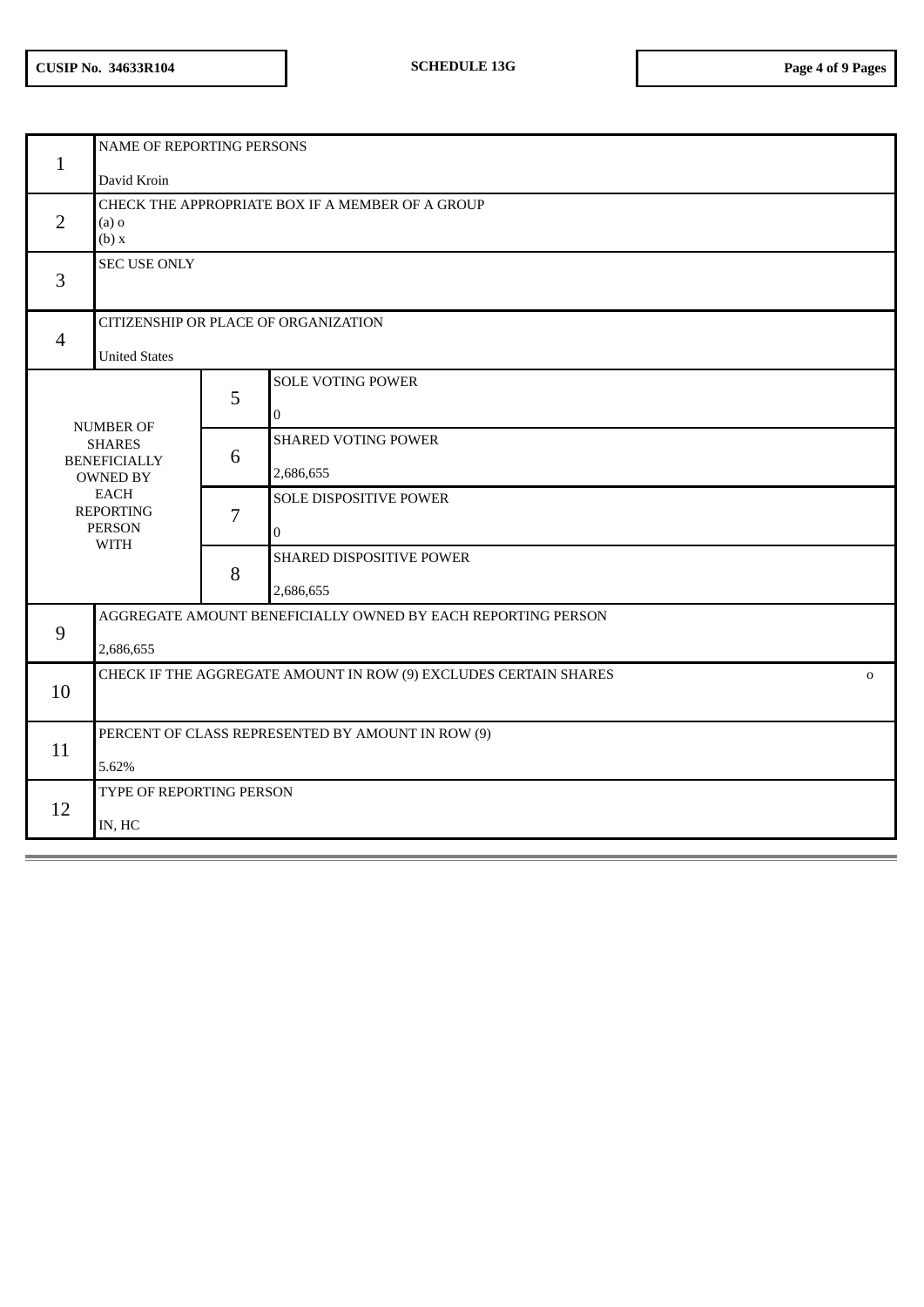| | | | |
|---|---|---|---|
| 1 | NAME OF REPORTING PERSONS<br><br>David Kroin | | |
| 2 | CHECK THE APPROPRIATE BOX IF A MEMBER OF A GROUP<br>(a) o<br>(b) x | | |
| 3 | SEC USE ONLY | | |
| 4 | CITIZENSHIP OR PLACE OF ORGANIZATION<br><br>United States | | |
| NUMBER OF SHARES BENEFICIALLY OWNED BY EACH REPORTING PERSON WITH | | 5 | SOLE VOTING POWER<br><br>0 |
| | | 6 | SHARED VOTING POWER<br><br>2,686,655 |
| | | 7 | SOLE DISPOSITIVE POWER<br><br>0 |
| | | 8 | SHARED DISPOSITIVE POWER<br><br>2,686,655 |
| 9 | AGGREGATE AMOUNT BENEFICIALLY OWNED BY EACH REPORTING PERSON<br><br>2,686,655 | | |
| 10 | CHECK IF THE AGGREGATE AMOUNT IN ROW (9) EXCLUDES CERTAIN SHARES o | | |
| 11 | PERCENT OF CLASS REPRESENTED BY AMOUNT IN ROW (9)<br><br>5.62% | | |
| 12 | TYPE OF REPORTING PERSON<br><br>IN, HC | | |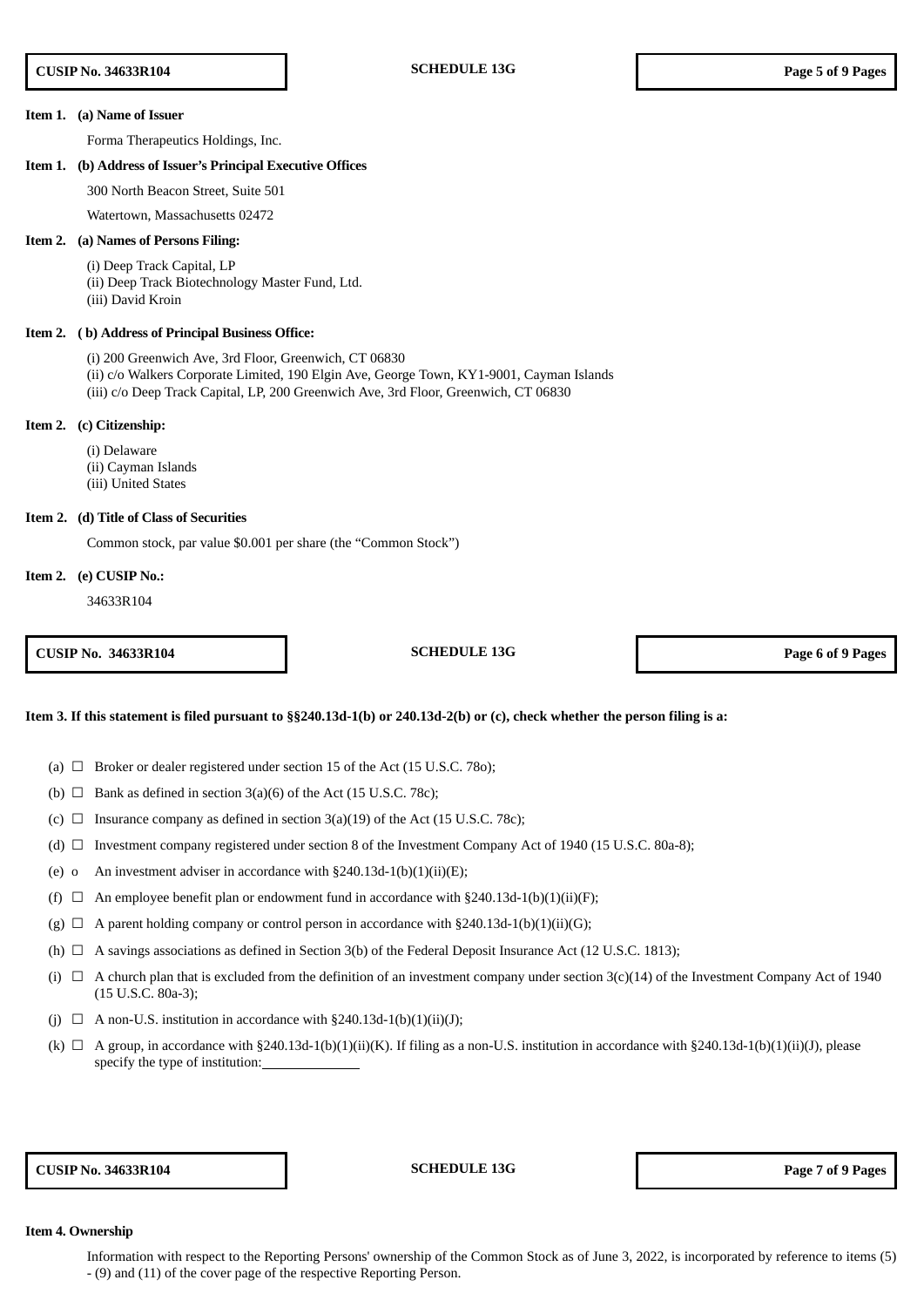**Item 1. (a) Name of Issuer**

Forma Therapeutics Holdings, Inc.

**Item 1. (b) Address of Issuer's Principal Executive Offices**

300 North Beacon Street, Suite 501

Watertown, Massachusetts 02472

**Item 2. (a) Names of Persons Filing:**

(i) Deep Track Capital, LP
(ii) Deep Track Biotechnology Master Fund, Ltd.
(iii) David Kroin

**Item 2. ( b) Address of Principal Business Office:**

(i) 200 Greenwich Ave, 3rd Floor, Greenwich, CT 06830
(ii) c/o Walkers Corporate Limited, 190 Elgin Ave, George Town, KY1-9001, Cayman Islands
(iii) c/o Deep Track Capital, LP, 200 Greenwich Ave, 3rd Floor, Greenwich, CT 06830

**Item 2. (c) Citizenship:**

(i) Delaware
(ii) Cayman Islands
(iii) United States

**Item 2. (d) Title of Class of Securities**

Common stock, par value $0.001 per share (the "Common Stock")

**Item 2. (e) CUSIP No.:**

34633R104

**Item 3. If this statement is filed pursuant to §§240.13d-1(b) or 240.13d-2(b) or (c), check whether the person filing is a:**

(a) ☐ Broker or dealer registered under section 15 of the Act (15 U.S.C. 78o);

(b) ☐ Bank as defined in section 3(a)(6) of the Act (15 U.S.C. 78c);

(c) ☐ Insurance company as defined in section 3(a)(19) of the Act (15 U.S.C. 78c);

(d) ☐ Investment company registered under section 8 of the Investment Company Act of 1940 (15 U.S.C. 80a-8);

(e) o An investment adviser in accordance with §240.13d-1(b)(1)(ii)(E);

(f) ☐ An employee benefit plan or endowment fund in accordance with §240.13d-1(b)(1)(ii)(F);

(g) ☐ A parent holding company or control person in accordance with §240.13d-1(b)(1)(ii)(G);

(h) ☐ A savings associations as defined in Section 3(b) of the Federal Deposit Insurance Act (12 U.S.C. 1813);

(i) ☐ A church plan that is excluded from the definition of an investment company under section 3(c)(14) of the Investment Company Act of 1940 (15 U.S.C. 80a-3);

(j) ☐ A non-U.S. institution in accordance with §240.13d-1(b)(1)(ii)(J);

(k) ☐ A group, in accordance with §240.13d-1(b)(1)(ii)(K). If filing as a non-U.S. institution in accordance with §240.13d-1(b)(1)(ii)(J), please specify the type of institution:\_\_\_\_\_\_\_\_\_\_\_\_\_\_

**Item 4. Ownership**

Information with respect to the Reporting Persons' ownership of the Common Stock as of June 3, 2022, is incorporated by reference to items (5) - (9) and (11) of the cover page of the respective Reporting Person.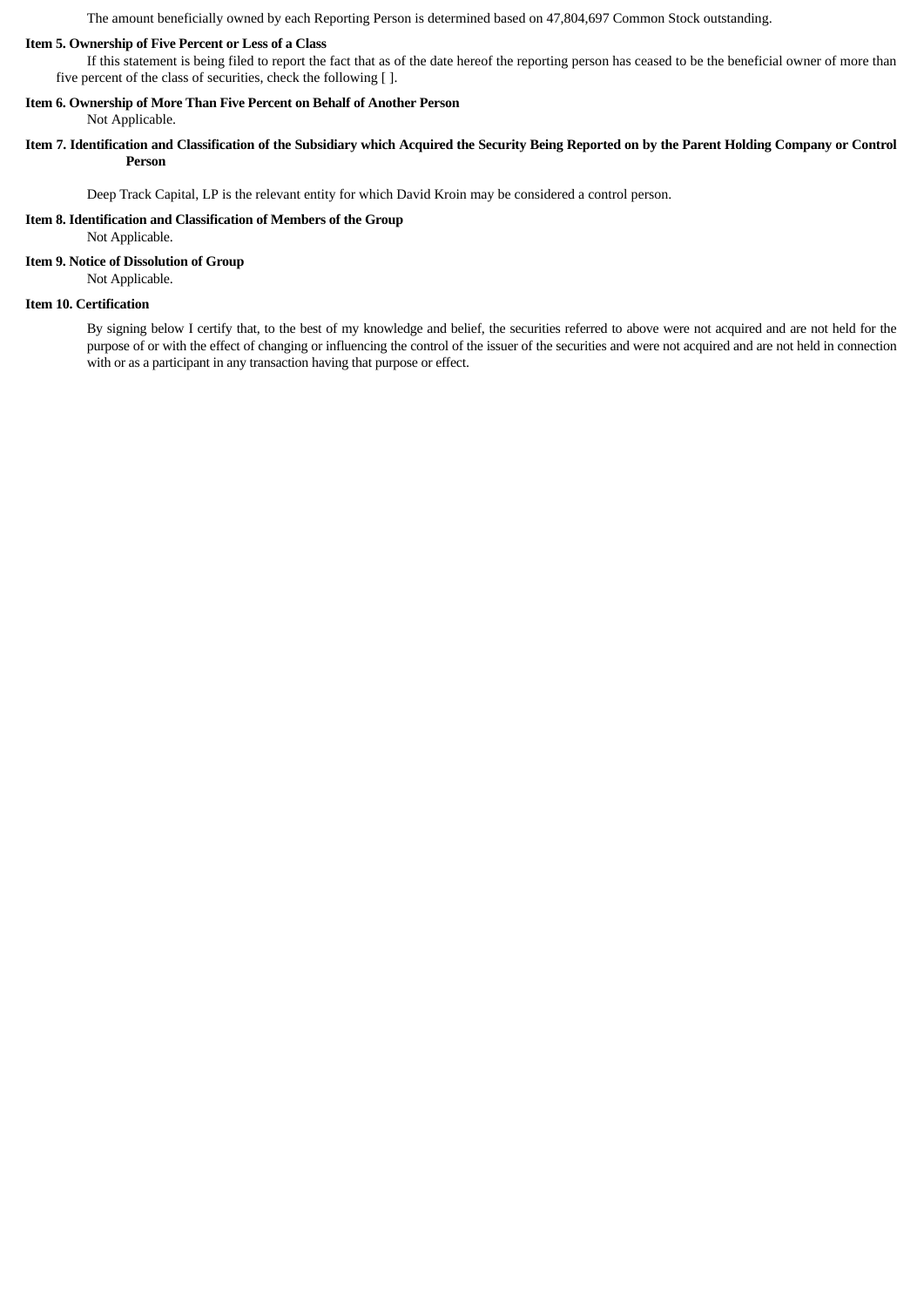The amount beneficially owned by each Reporting Person is determined based on 47,804,697 Common Stock outstanding.

**Item 5. Ownership of Five Percent or Less of a Class**

If this statement is being filed to report the fact that as of the date hereof the reporting person has ceased to be the beneficial owner of more than five percent of the class of securities, check the following [ ].

**Item 6. Ownership of More Than Five Percent on Behalf of Another Person**

Not Applicable.

**Item 7. Identification and Classification of the Subsidiary which Acquired the Security Being Reported on by the Parent Holding Company or Control Person**

Deep Track Capital, LP is the relevant entity for which David Kroin may be considered a control person.

**Item 8. Identification and Classification of Members of the Group**

Not Applicable.

**Item 9. Notice of Dissolution of Group**

Not Applicable.

**Item 10. Certification**

By signing below I certify that, to the best of my knowledge and belief, the securities referred to above were not acquired and are not held for the purpose of or with the effect of changing or influencing the control of the issuer of the securities and were not acquired and are not held in connection with or as a participant in any transaction having that purpose or effect.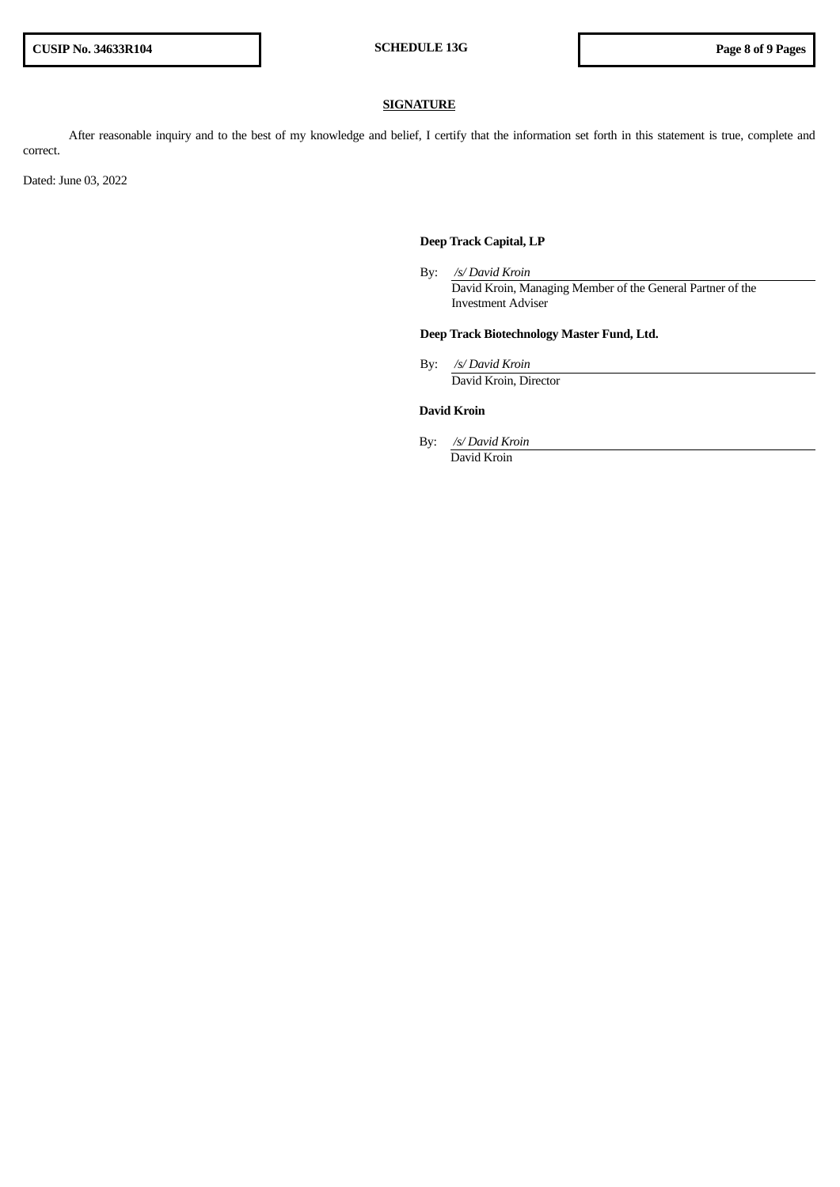## SIGNATURE

After reasonable inquiry and to the best of my knowledge and belief, I certify that the information set forth in this statement is true, complete and correct.

Dated: June 03, 2022

**Deep Track Capital, LP**

By: */s/ David Kroin*
David Kroin, Managing Member of the General Partner of the Investment Adviser

**Deep Track Biotechnology Master Fund, Ltd.**

By: */s/ David Kroin*
David Kroin, Director

**David Kroin**

By: */s/ David Kroin*
David Kroin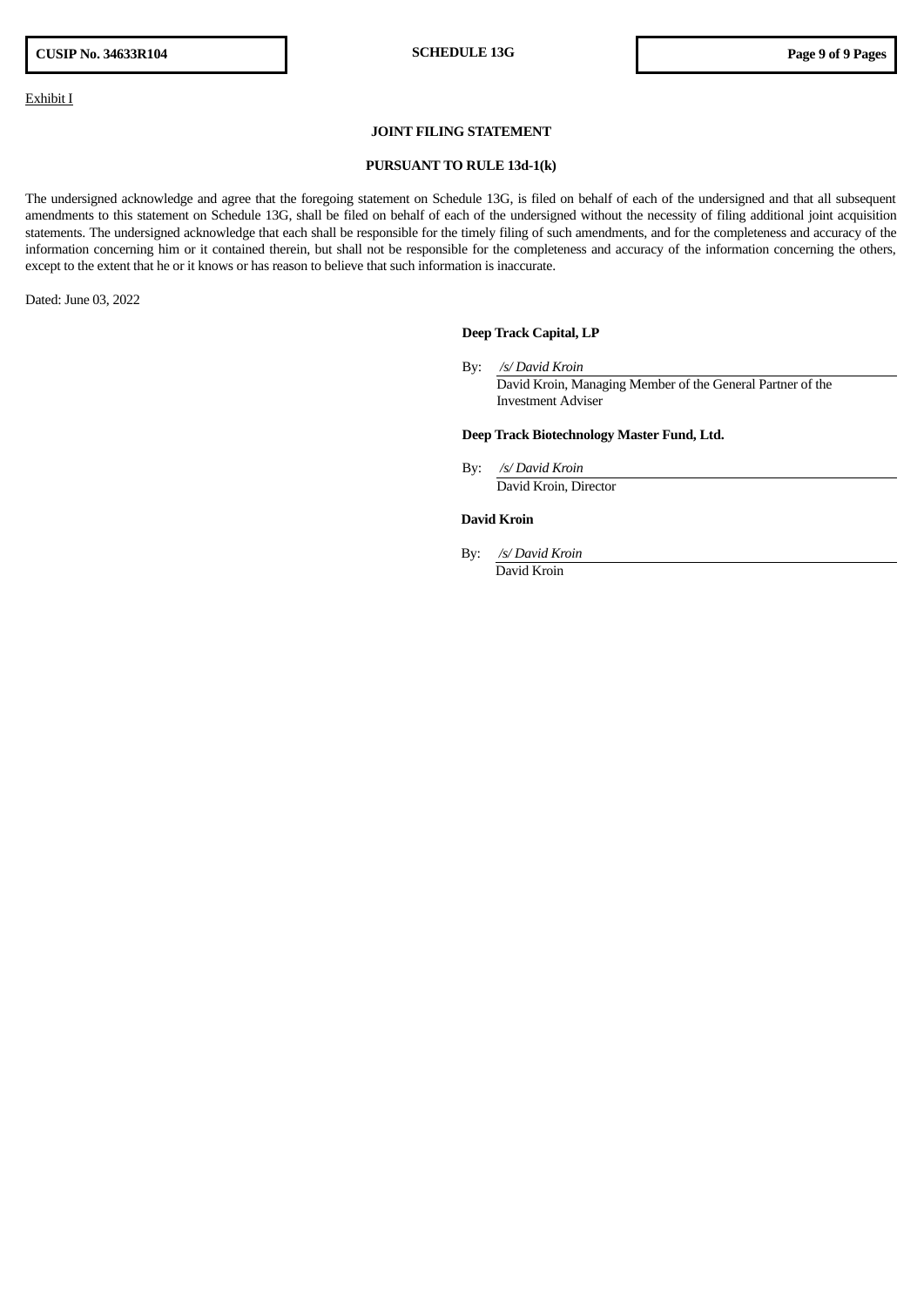Exhibit I

**JOINT FILING STATEMENT**

**PURSUANT TO RULE 13d-1(k)**

The undersigned acknowledge and agree that the foregoing statement on Schedule 13G, is filed on behalf of each of the undersigned and that all subsequent amendments to this statement on Schedule 13G, shall be filed on behalf of each of the undersigned without the necessity of filing additional joint acquisition statements. The undersigned acknowledge that each shall be responsible for the timely filing of such amendments, and for the completeness and accuracy of the information concerning him or it contained therein, but shall not be responsible for the completeness and accuracy of the information concerning the others, except to the extent that he or it knows or has reason to believe that such information is inaccurate.

Dated: June 03, 2022

**Deep Track Capital, LP**

By: */s/ David Kroin*
David Kroin, Managing Member of the General Partner of the Investment Adviser

**Deep Track Biotechnology Master Fund, Ltd.**

By: */s/ David Kroin*
David Kroin, Director

**David Kroin**

By: */s/ David Kroin*
David Kroin